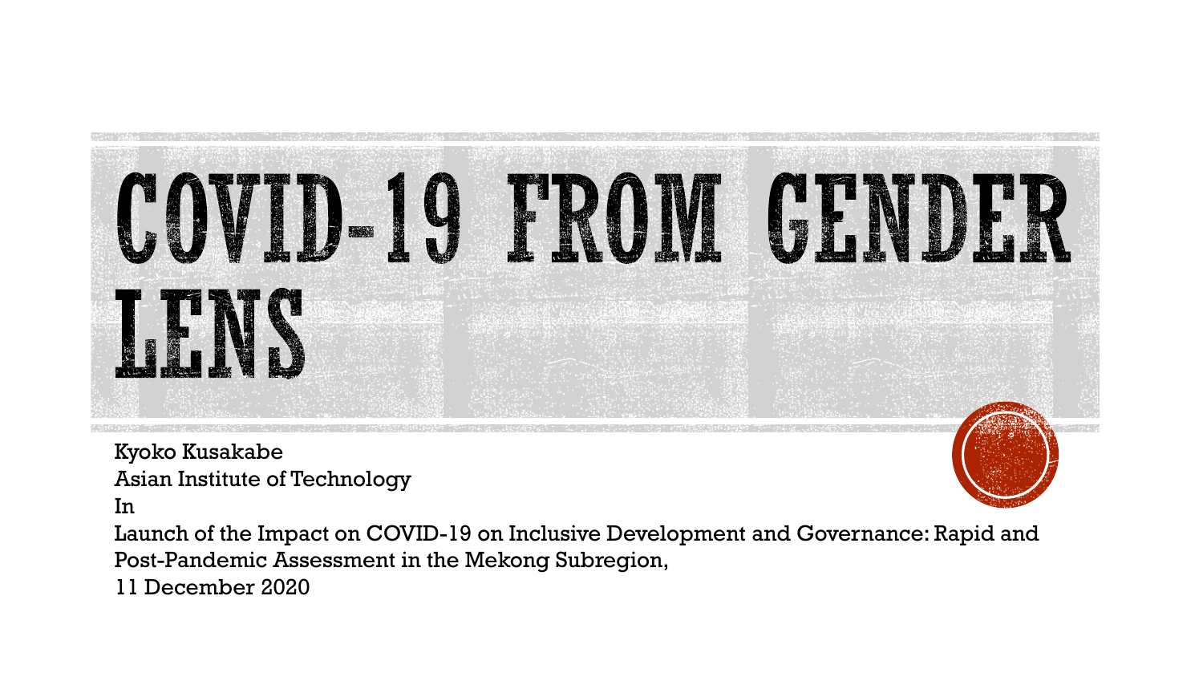# COVID-19 FROM GENDER LENS

Kyoko Kusakabe
Asian Institute of Technology
In
Launch of the Impact on COVID-19 on Inclusive Development and Governance: Rapid and Post-Pandemic Assessment in the Mekong Subregion,
11 December 2020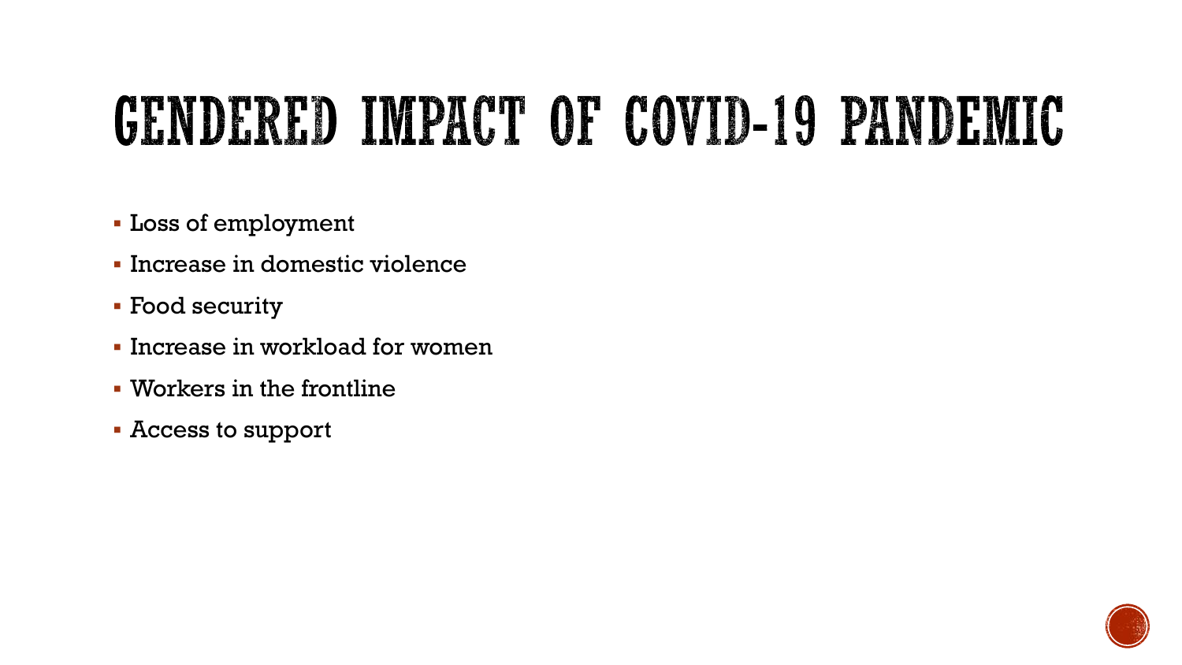# GENDERED IMPACT OF COVID-19 PANDEMIC

- Loss of employment
- Increase in domestic violence
- Food security
- Increase in workload for women
- Workers in the frontline
- Access to support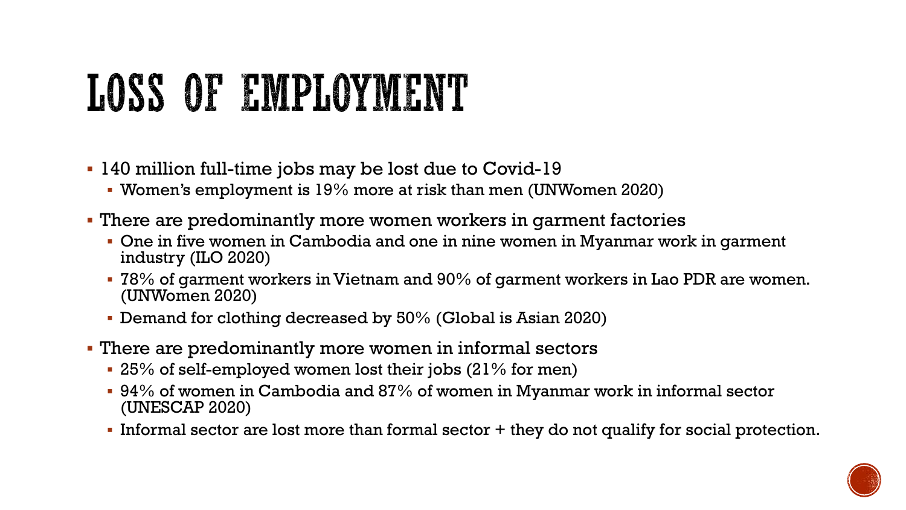# LOSS OF EMPLOYMENT

- 140 million full-time jobs may be lost due to Covid-19
  - Women's employment is 19% more at risk than men (UNWomen 2020)
- There are predominantly more women workers in garment factories
  - One in five women in Cambodia and one in nine women in Myanmar work in garment industry (ILO 2020)
  - 78% of garment workers in Vietnam and 90% of garment workers in Lao PDR are women. (UNWomen 2020)
  - Demand for clothing decreased by 50% (Global is Asian 2020)
- There are predominantly more women in informal sectors
  - 25% of self-employed women lost their jobs (21% for men)
  - 94% of women in Cambodia and 87% of women in Myanmar work in informal sector (UNESCAP 2020)
  - Informal sector are lost more than formal sector + they do not qualify for social protection.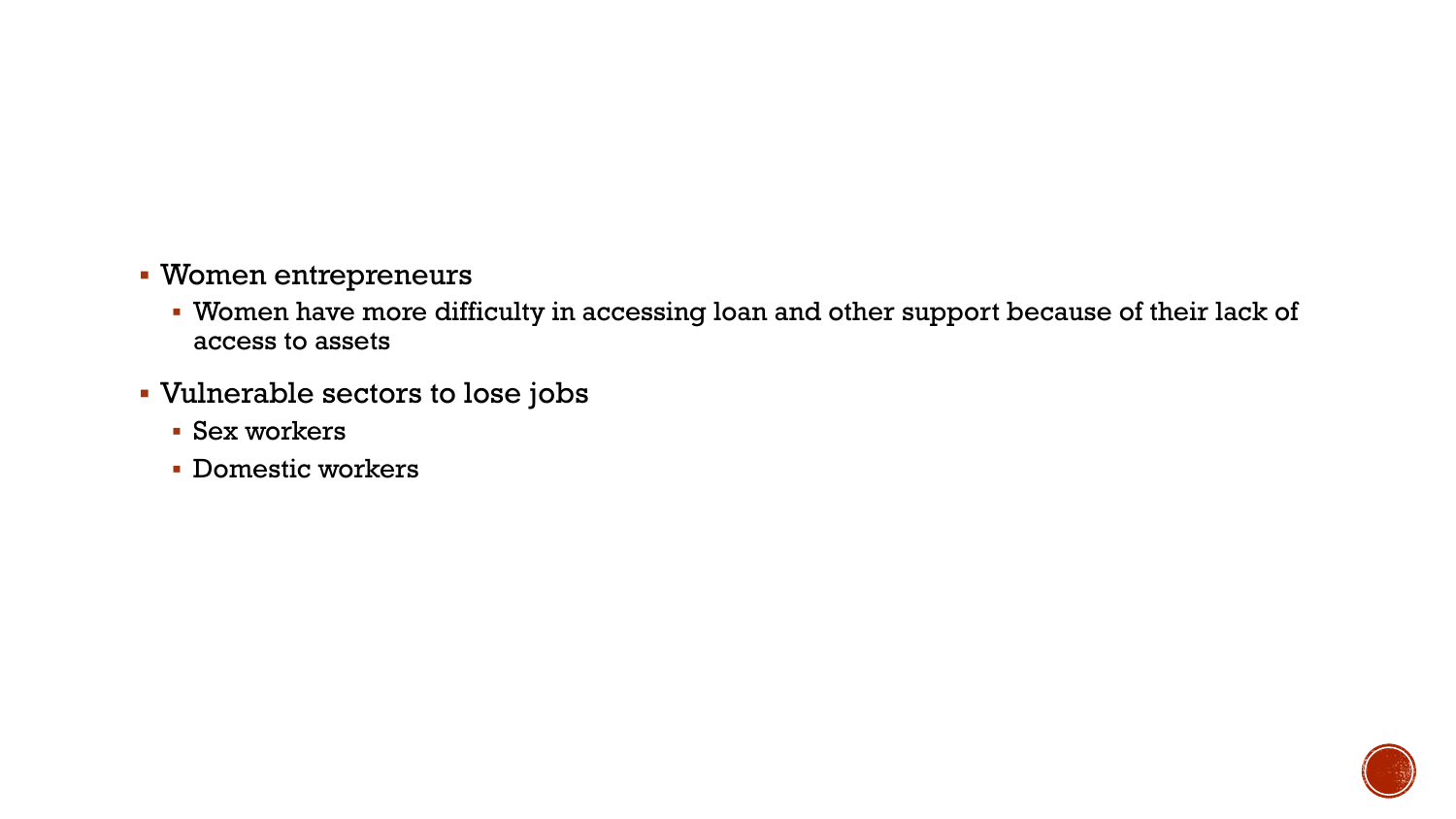- Women entrepreneurs
  - Women have more difficulty in accessing loan and other support because of their lack of access to assets
- Vulnerable sectors to lose jobs
  - Sex workers
  - Domestic workers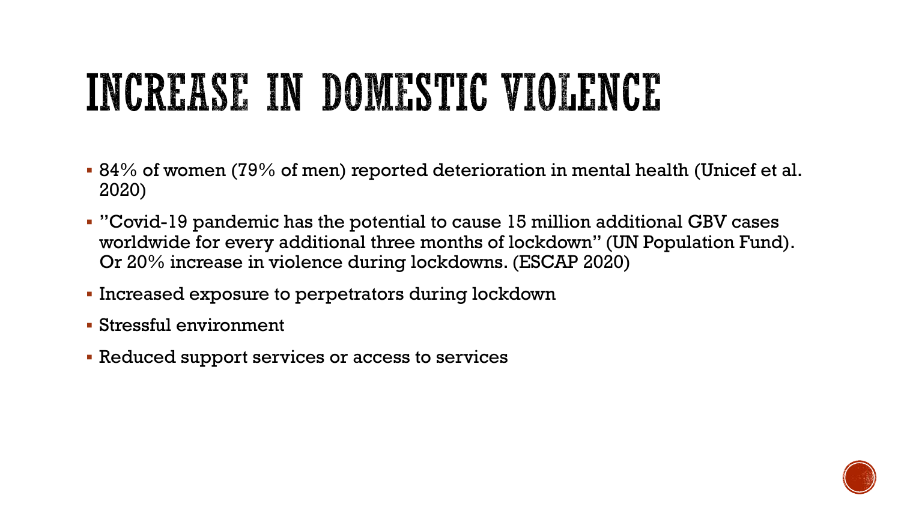# INCREASE IN DOMESTIC VIOLENCE

- 84% of women (79% of men) reported deterioration in mental health (Unicef et al. 2020)
- "Covid-19 pandemic has the potential to cause 15 million additional GBV cases worldwide for every additional three months of lockdown" (UN Population Fund). Or 20% increase in violence during lockdowns. (ESCAP 2020)
- Increased exposure to perpetrators during lockdown
- Stressful environment
- Reduced support services or access to services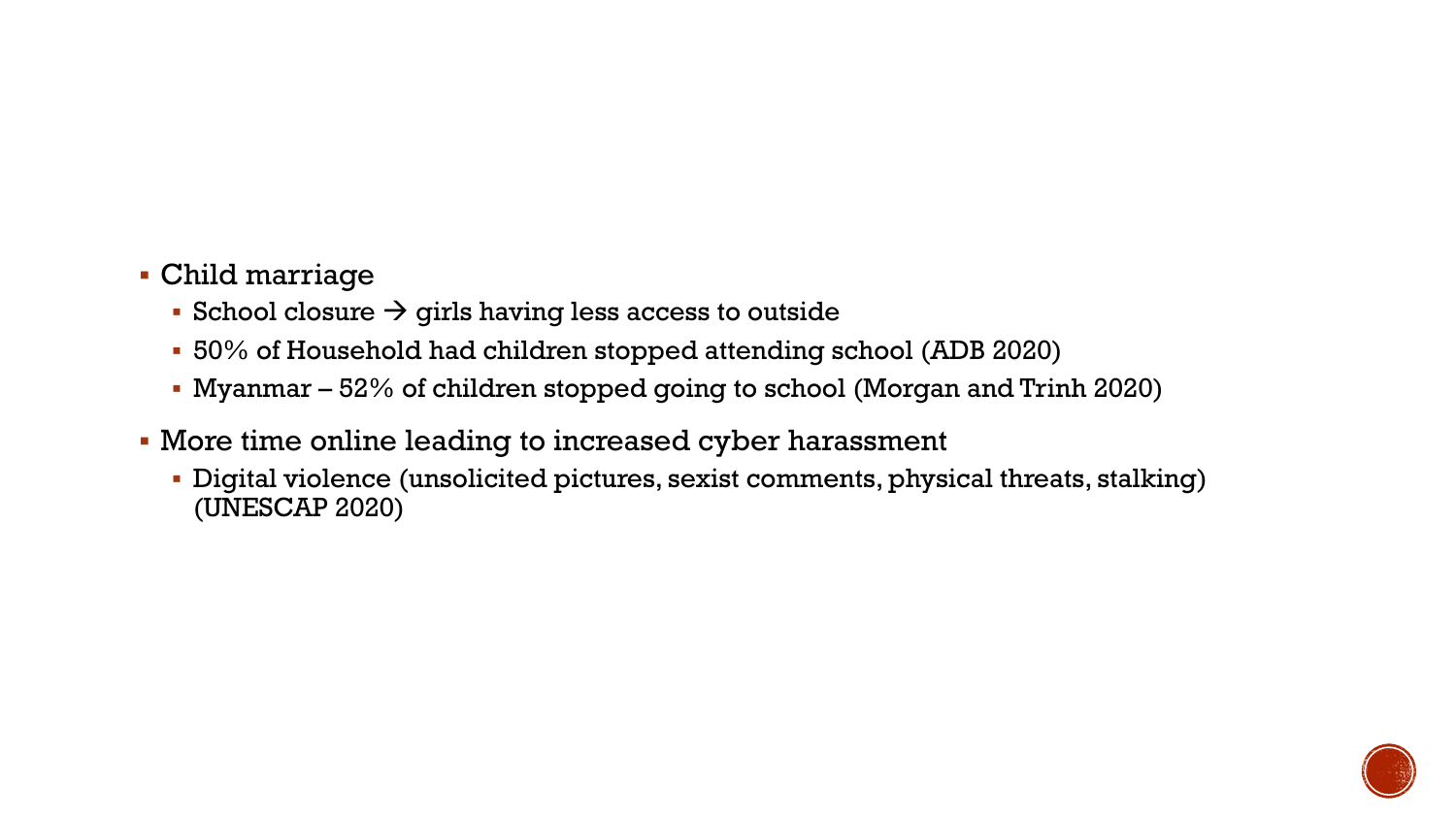- Child marriage
  - School closure → girls having less access to outside
  - 50% of Household had children stopped attending school (ADB 2020)
  - Myanmar – 52% of children stopped going to school (Morgan and Trinh 2020)
- More time online leading to increased cyber harassment
  - Digital violence (unsolicited pictures, sexist comments, physical threats, stalking) (UNESCAP 2020)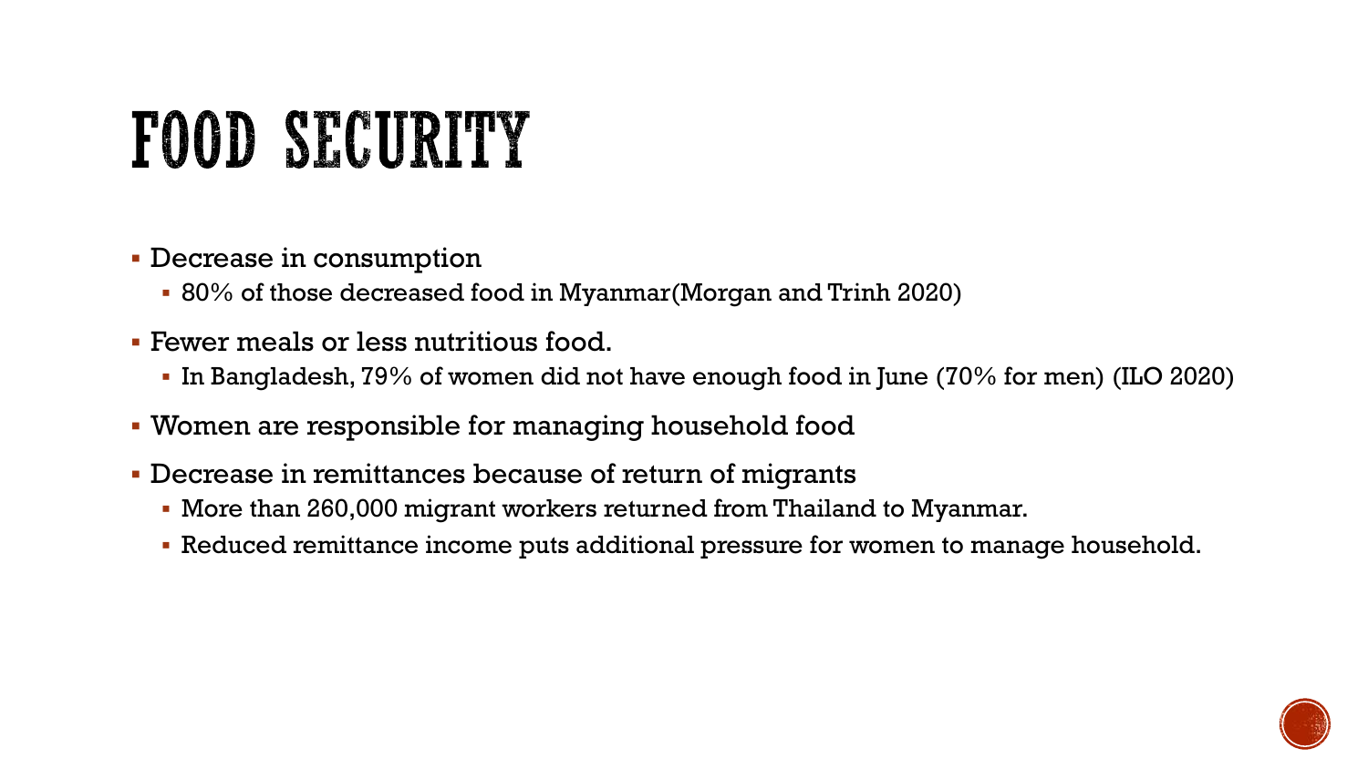# FOOD SECURITY

- Decrease in consumption
  - 80% of those decreased food in Myanmar(Morgan and Trinh 2020)
- Fewer meals or less nutritious food.
  - In Bangladesh, 79% of women did not have enough food in June (70% for men) (ILO 2020)
- Women are responsible for managing household food
- Decrease in remittances because of return of migrants
  - More than 260,000 migrant workers returned from Thailand to Myanmar.
  - Reduced remittance income puts additional pressure for women to manage household.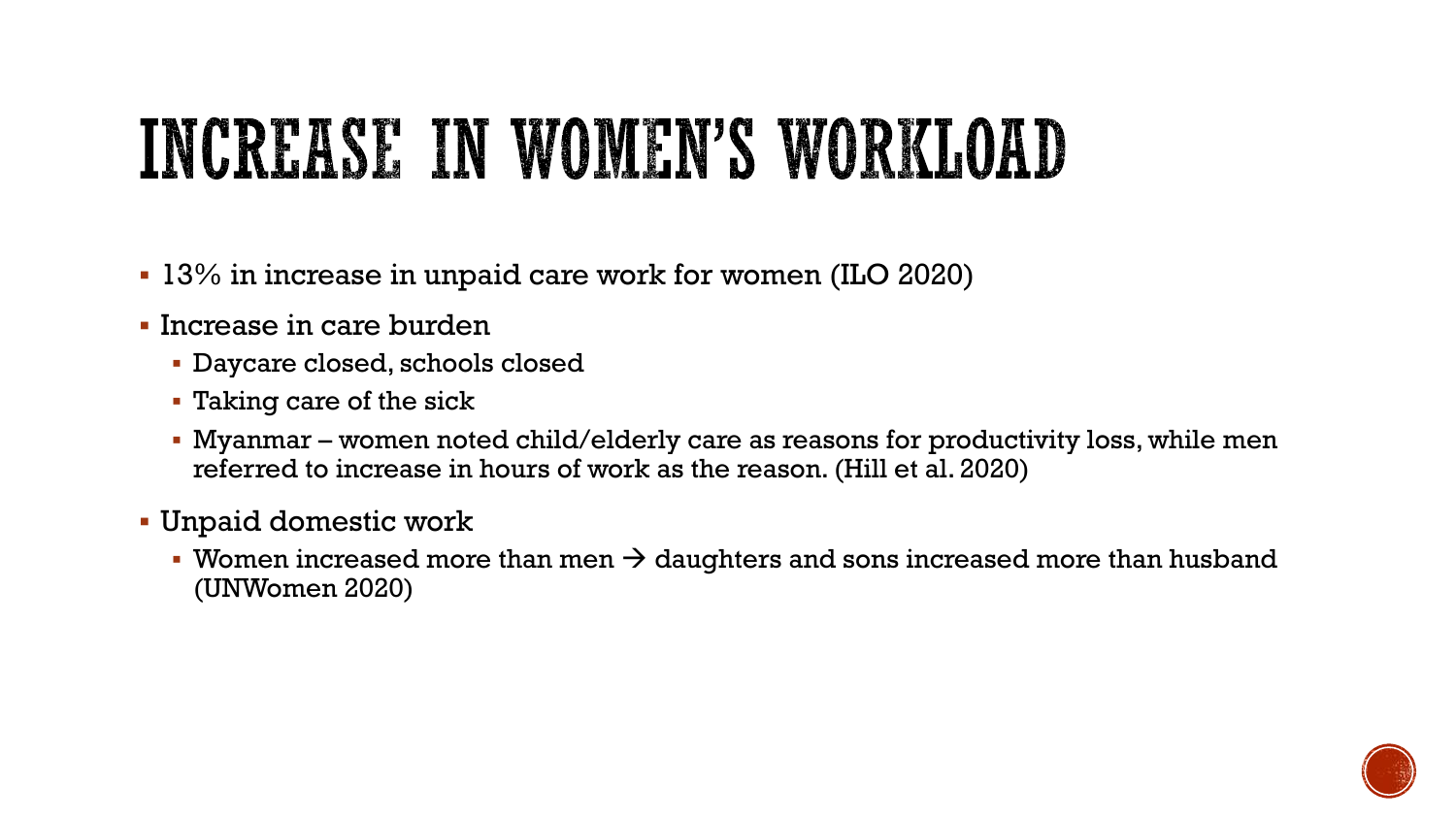# INCREASE IN WOMEN'S WORKLOAD

- 13% in increase in unpaid care work for women (ILO 2020)
- Increase in care burden
  - Daycare closed, schools closed
  - Taking care of the sick
  - Myanmar – women noted child/elderly care as reasons for productivity loss, while men referred to increase in hours of work as the reason. (Hill et al. 2020)
- Unpaid domestic work
  - Women increased more than men → daughters and sons increased more than husband (UNWomen 2020)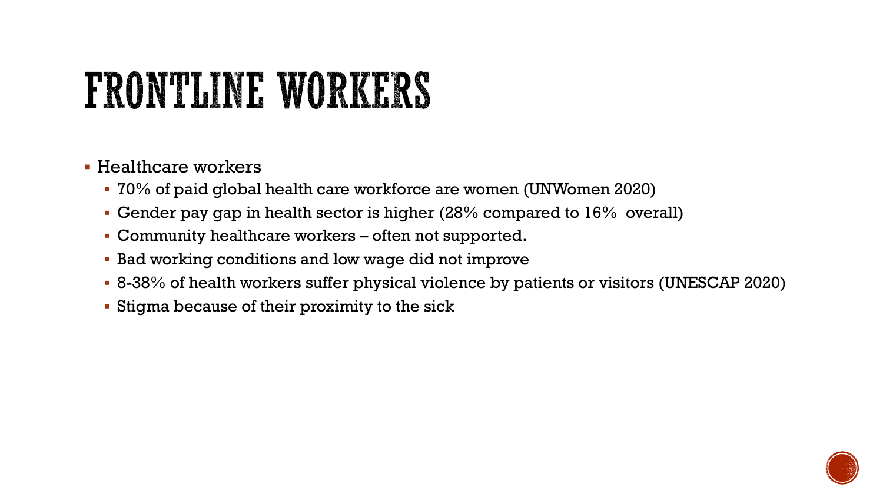# FRONTLINE WORKERS

- Healthcare workers
  - 70% of paid global health care workforce are women (UNWomen 2020)
  - Gender pay gap in health sector is higher (28% compared to 16% overall)
  - Community healthcare workers – often not supported.
  - Bad working conditions and low wage did not improve
  - 8-38% of health workers suffer physical violence by patients or visitors (UNESCAP 2020)
  - Stigma because of their proximity to the sick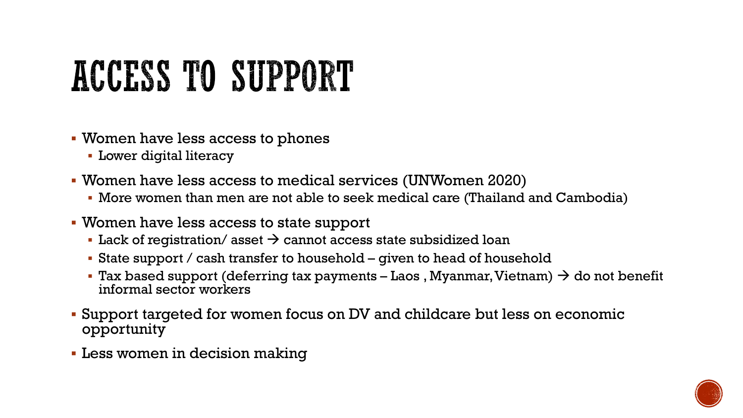# ACCESS TO SUPPORT

- Women have less access to phones
  - Lower digital literacy
- Women have less access to medical services (UNWomen 2020)
  - More women than men are not able to seek medical care (Thailand and Cambodia)
- Women have less access to state support
  - Lack of registration/ asset → cannot access state subsidized loan
  - State support / cash transfer to household – given to head of household
  - Tax based support (deferring tax payments – Laos , Myanmar, Vietnam) → do not benefit informal sector workers
- Support targeted for women focus on DV and childcare but less on economic opportunity
- Less women in decision making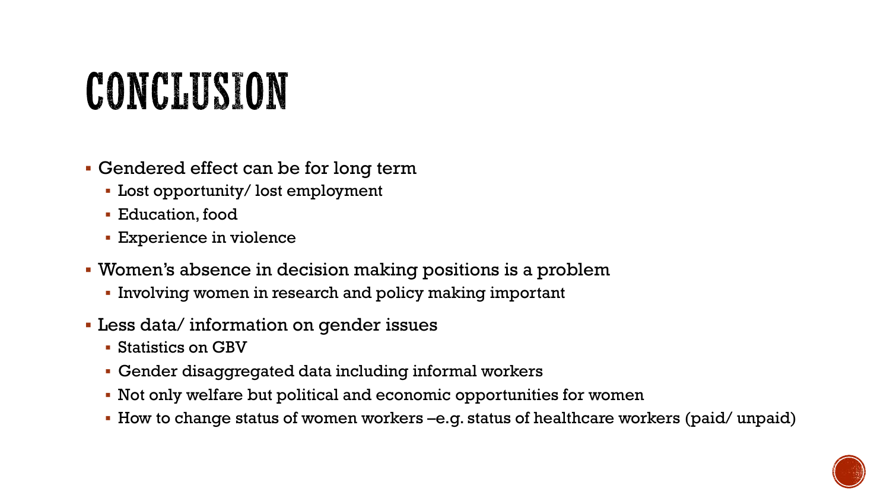# CONCLUSION

- Gendered effect can be for long term
  - Lost opportunity/ lost employment
  - Education, food
  - Experience in violence
- Women's absence in decision making positions is a problem
  - Involving women in research and policy making important
- Less data/ information on gender issues
  - Statistics on GBV
  - Gender disaggregated data including informal workers
  - Not only welfare but political and economic opportunities for women
  - How to change status of women workers –e.g. status of healthcare workers (paid/ unpaid)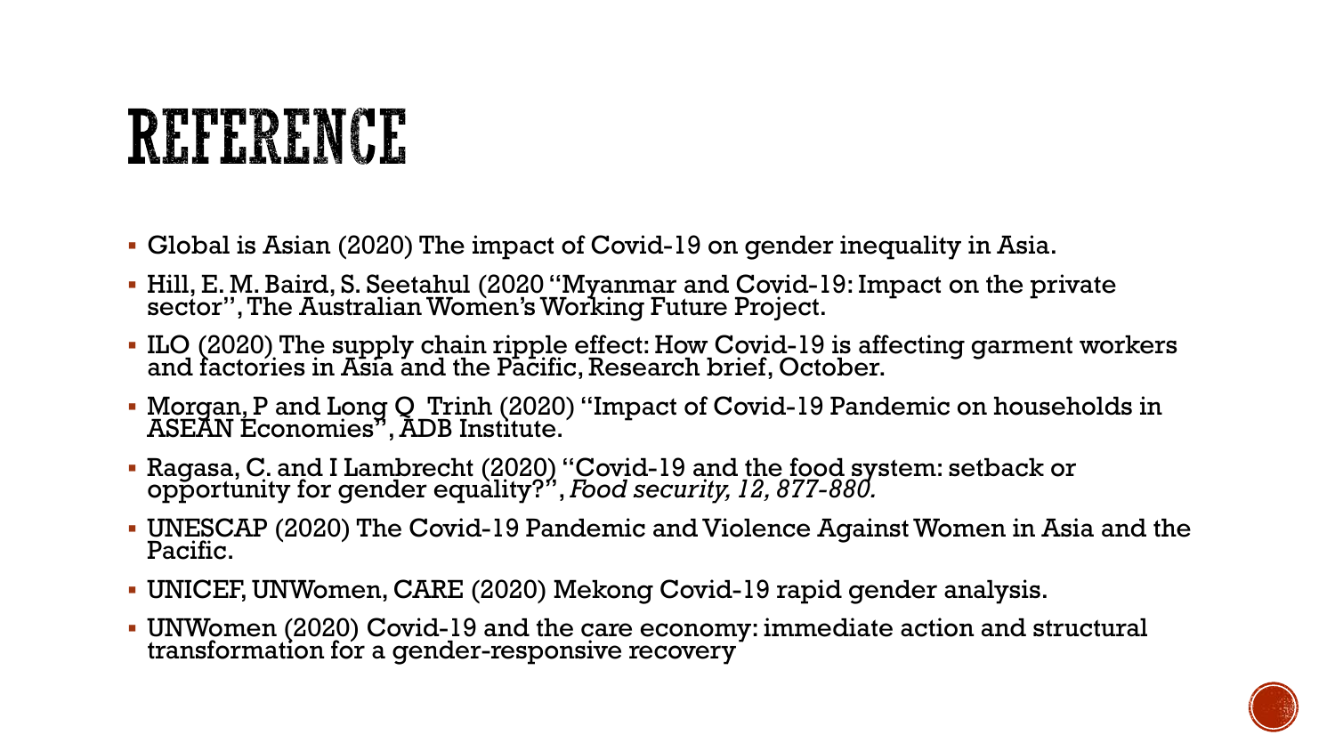# REFERENCE

- Global is Asian (2020) The impact of Covid-19 on gender inequality in Asia.
- Hill, E. M. Baird, S. Seetahul (2020 "Myanmar and Covid-19: Impact on the private sector", The Australian Women's Working Future Project.
- ILO (2020) The supply chain ripple effect: How Covid-19 is affecting garment workers and factories in Asia and the Pacific, Research brief, October.
- Morgan, P and Long Q Trinh (2020) "Impact of Covid-19 Pandemic on households in ASEAN Economies", ADB Institute.
- Ragasa, C. and I Lambrecht (2020) "Covid-19 and the food system: setback or opportunity for gender equality?", *Food security, 12, 877-880.*
- UNESCAP (2020) The Covid-19 Pandemic and Violence Against Women in Asia and the Pacific.
- UNICEF, UNWomen, CARE (2020) Mekong Covid-19 rapid gender analysis.
- UNWomen (2020) Covid-19 and the care economy: immediate action and structural transformation for a gender-responsive recovery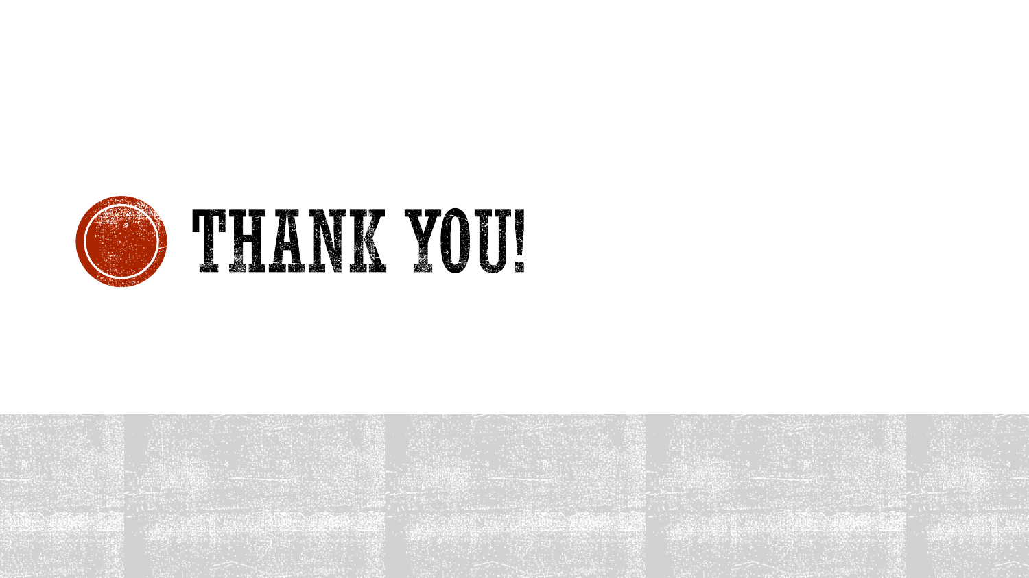# THANK YOU!